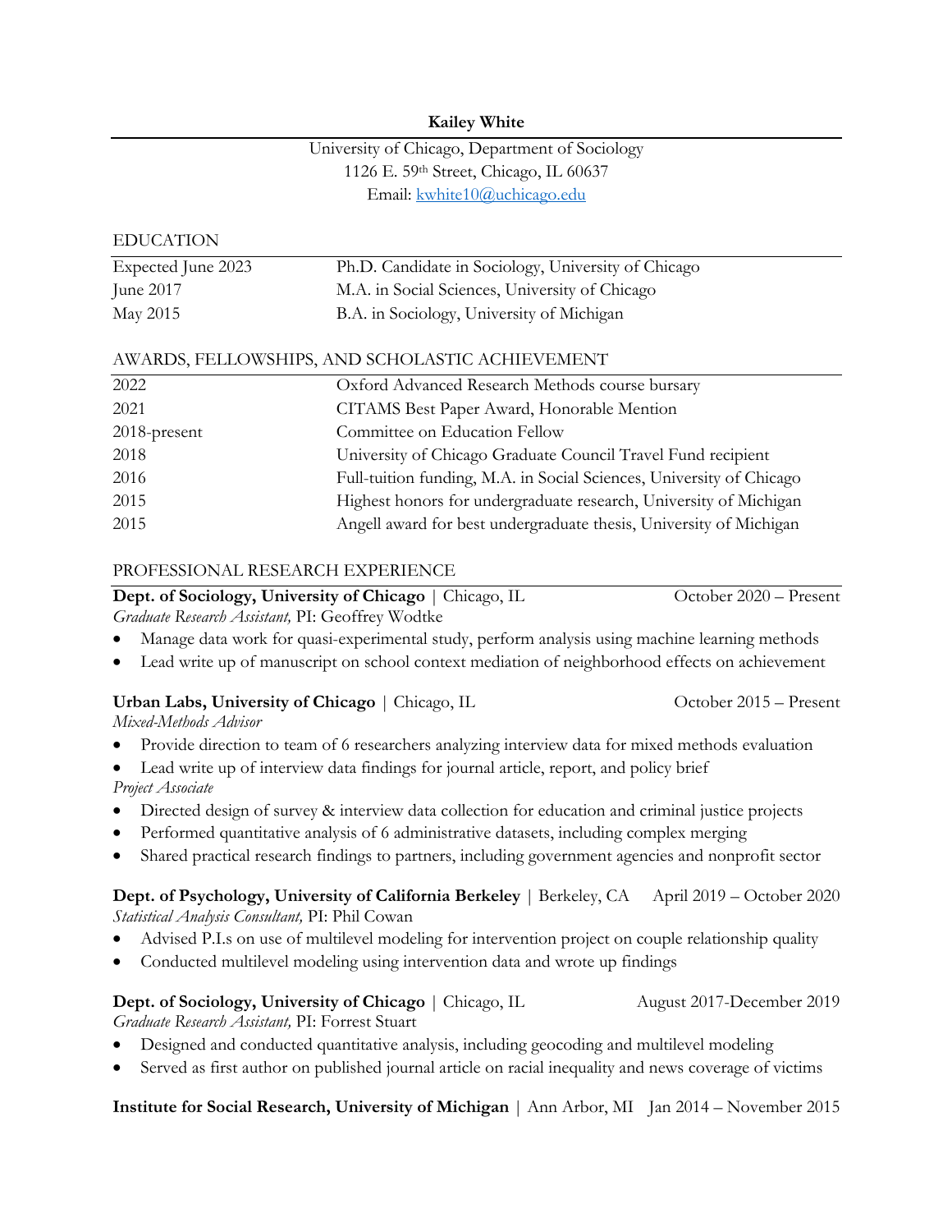# Kailey White

University of Chicago, Department of Sociology
1126 E. 59th Street, Chicago, IL 60637
Email: kwhite10@uchicago.edu

## EDUCATION

| | |
|---|---|
| Expected June 2023 | Ph.D. Candidate in Sociology, University of Chicago |
| June 2017 | M.A. in Social Sciences, University of Chicago |
| May 2015 | B.A. in Sociology, University of Michigan |

## AWARDS, FELLOWSHIPS, AND SCHOLASTIC ACHIEVEMENT

| | |
|---|---|
| 2022 | Oxford Advanced Research Methods course bursary |
| 2021 | CITAMS Best Paper Award, Honorable Mention |
| 2018-present | Committee on Education Fellow |
| 2018 | University of Chicago Graduate Council Travel Fund recipient |
| 2016 | Full-tuition funding, M.A. in Social Sciences, University of Chicago |
| 2015 | Highest honors for undergraduate research, University of Michigan |
| 2015 | Angell award for best undergraduate thesis, University of Michigan |

## PROFESSIONAL RESEARCH EXPERIENCE

**Dept. of Sociology, University of Chicago** | Chicago, IL — October 2020 – Present
*Graduate Research Assistant,* PI: Geoffrey Wodtke
- Manage data work for quasi-experimental study, perform analysis using machine learning methods
- Lead write up of manuscript on school context mediation of neighborhood effects on achievement

**Urban Labs, University of Chicago** | Chicago, IL — October 2015 – Present
*Mixed-Methods Advisor*
- Provide direction to team of 6 researchers analyzing interview data for mixed methods evaluation
- Lead write up of interview data findings for journal article, report, and policy brief

*Project Associate*
- Directed design of survey & interview data collection for education and criminal justice projects
- Performed quantitative analysis of 6 administrative datasets, including complex merging
- Shared practical research findings to partners, including government agencies and nonprofit sector

**Dept. of Psychology, University of California Berkeley** | Berkeley, CA — April 2019 – October 2020
*Statistical Analysis Consultant,* PI: Phil Cowan
- Advised P.I.s on use of multilevel modeling for intervention project on couple relationship quality
- Conducted multilevel modeling using intervention data and wrote up findings

**Dept. of Sociology, University of Chicago** | Chicago, IL — August 2017-December 2019
*Graduate Research Assistant,* PI: Forrest Stuart
- Designed and conducted quantitative analysis, including geocoding and multilevel modeling
- Served as first author on published journal article on racial inequality and news coverage of victims

**Institute for Social Research, University of Michigan** | Ann Arbor, MI — Jan 2014 – November 2015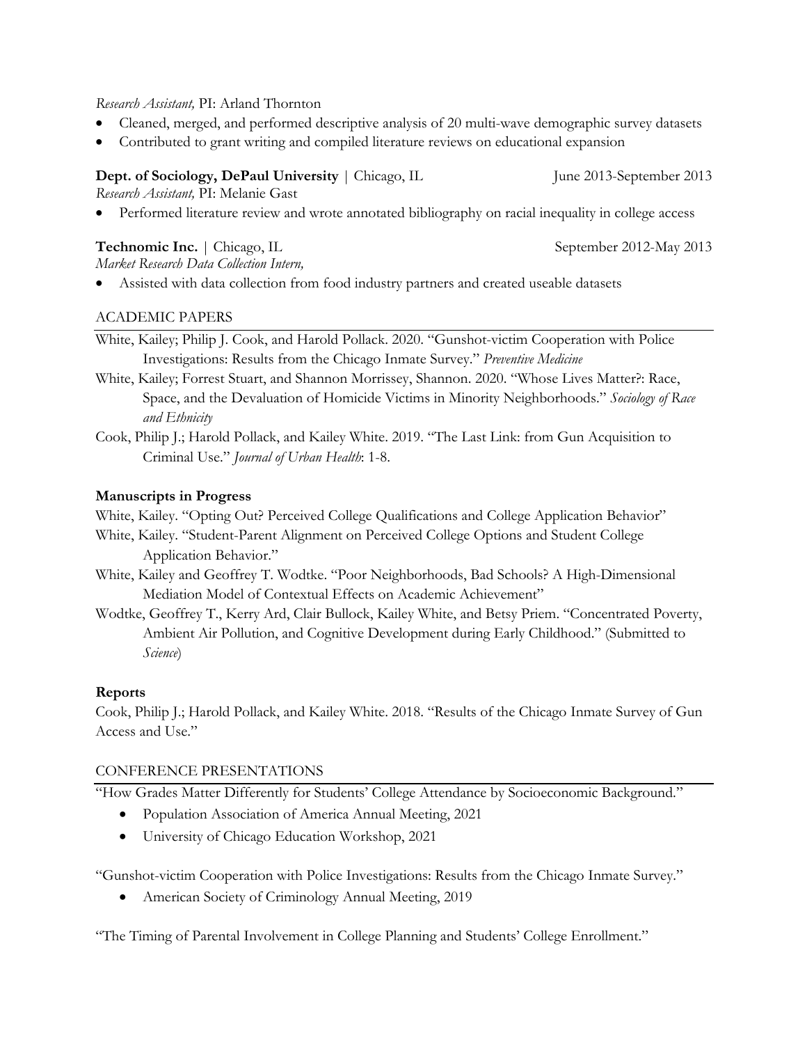*Research Assistant,* PI: Arland Thornton

- Cleaned, merged, and performed descriptive analysis of 20 multi-wave demographic survey datasets
- Contributed to grant writing and compiled literature reviews on educational expansion

**Dept. of Sociology, DePaul University** | Chicago, IL June 2013-September 2013

*Research Assistant,* PI: Melanie Gast

- Performed literature review and wrote annotated bibliography on racial inequality in college access

**Technomic Inc.** | Chicago, IL September 2012-May 2013

*Market Research Data Collection Intern,*

- Assisted with data collection from food industry partners and created useable datasets

## ACADEMIC PAPERS

White, Kailey; Philip J. Cook, and Harold Pollack. 2020. "Gunshot-victim Cooperation with Police Investigations: Results from the Chicago Inmate Survey." *Preventive Medicine*

White, Kailey; Forrest Stuart, and Shannon Morrissey, Shannon. 2020. "Whose Lives Matter?: Race, Space, and the Devaluation of Homicide Victims in Minority Neighborhoods." *Sociology of Race and Ethnicity*

Cook, Philip J.; Harold Pollack, and Kailey White. 2019. "The Last Link: from Gun Acquisition to Criminal Use." *Journal of Urban Health*: 1-8.

**Manuscripts in Progress**

White, Kailey. "Opting Out? Perceived College Qualifications and College Application Behavior"

White, Kailey. "Student-Parent Alignment on Perceived College Options and Student College Application Behavior."

White, Kailey and Geoffrey T. Wodtke. "Poor Neighborhoods, Bad Schools? A High-Dimensional Mediation Model of Contextual Effects on Academic Achievement"

Wodtke, Geoffrey T., Kerry Ard, Clair Bullock, Kailey White, and Betsy Priem. "Concentrated Poverty, Ambient Air Pollution, and Cognitive Development during Early Childhood." (Submitted to *Science*)

**Reports**

Cook, Philip J.; Harold Pollack, and Kailey White. 2018. "Results of the Chicago Inmate Survey of Gun Access and Use."

## CONFERENCE PRESENTATIONS

"How Grades Matter Differently for Students' College Attendance by Socioeconomic Background."

- Population Association of America Annual Meeting, 2021
- University of Chicago Education Workshop, 2021

"Gunshot-victim Cooperation with Police Investigations: Results from the Chicago Inmate Survey."

- American Society of Criminology Annual Meeting, 2019

"The Timing of Parental Involvement in College Planning and Students' College Enrollment."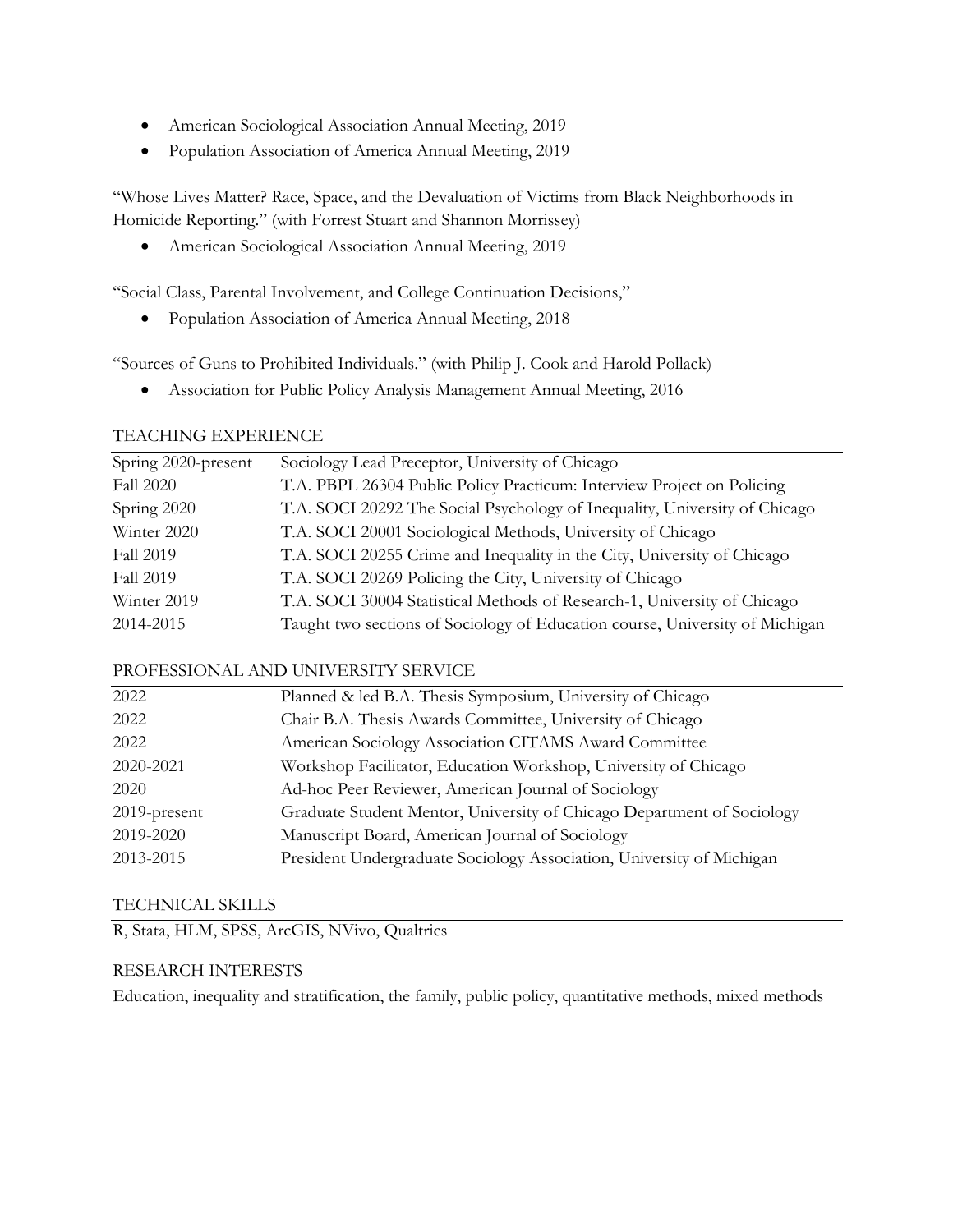- American Sociological Association Annual Meeting, 2019
- Population Association of America Annual Meeting, 2019

"Whose Lives Matter? Race, Space, and the Devaluation of Victims from Black Neighborhoods in Homicide Reporting." (with Forrest Stuart and Shannon Morrissey)

- American Sociological Association Annual Meeting, 2019

"Social Class, Parental Involvement, and College Continuation Decisions,"

- Population Association of America Annual Meeting, 2018

"Sources of Guns to Prohibited Individuals." (with Philip J. Cook and Harold Pollack)

- Association for Public Policy Analysis Management Annual Meeting, 2016

## TEACHING EXPERIENCE

| | |
|---|---|
| Spring 2020-present | Sociology Lead Preceptor, University of Chicago |
| Fall 2020 | T.A. PBPL 26304 Public Policy Practicum: Interview Project on Policing |
| Spring 2020 | T.A. SOCI 20292 The Social Psychology of Inequality, University of Chicago |
| Winter 2020 | T.A. SOCI 20001 Sociological Methods, University of Chicago |
| Fall 2019 | T.A. SOCI 20255 Crime and Inequality in the City, University of Chicago |
| Fall 2019 | T.A. SOCI 20269 Policing the City, University of Chicago |
| Winter 2019 | T.A. SOCI 30004 Statistical Methods of Research-1, University of Chicago |
| 2014-2015 | Taught two sections of Sociology of Education course, University of Michigan |

## PROFESSIONAL AND UNIVERSITY SERVICE

| | |
|---|---|
| 2022 | Planned & led B.A. Thesis Symposium, University of Chicago |
| 2022 | Chair B.A. Thesis Awards Committee, University of Chicago |
| 2022 | American Sociology Association CITAMS Award Committee |
| 2020-2021 | Workshop Facilitator, Education Workshop, University of Chicago |
| 2020 | Ad-hoc Peer Reviewer, American Journal of Sociology |
| 2019-present | Graduate Student Mentor, University of Chicago Department of Sociology |
| 2019-2020 | Manuscript Board, American Journal of Sociology |
| 2013-2015 | President Undergraduate Sociology Association, University of Michigan |

## TECHNICAL SKILLS

R, Stata, HLM, SPSS, ArcGIS, NVivo, Qualtrics

## RESEARCH INTERESTS

Education, inequality and stratification, the family, public policy, quantitative methods, mixed methods